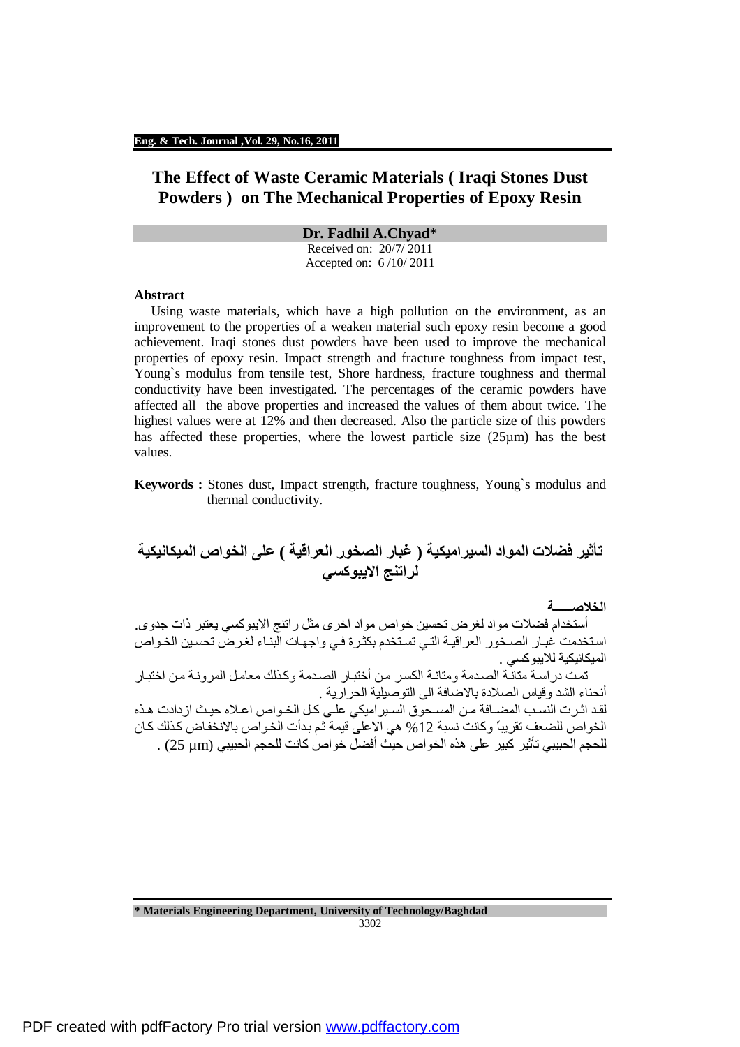# The Effect of Waste Ceramic Materials ( Iraqi Stones Dust Powders ) on The Mechanical Properties of Epoxy Resin

**Dr. Fadhil A.Chyad***

Received on: 20/7/ 2011
Accepted on: 6 /10/ 2011

## Abstract

Using waste materials, which have a high pollution on the environment, as an improvement to the properties of a weaken material such epoxy resin become a good achievement. Iraqi stones dust powders have been used to improve the mechanical properties of epoxy resin. Impact strength and fracture toughness from impact test, Young`s modulus from tensile test, Shore hardness, fracture toughness and thermal conductivity have been investigated. The percentages of the ceramic powders have affected all the above properties and increased the values of them about twice. The highest values were at 12% and then decreased. Also the particle size of this powders has affected these properties, where the lowest particle size (25µm) has the best values.

**Keywords :** Stones dust, Impact strength, fracture toughness, Young`s modulus and thermal conductivity.

# تأثير فضلات المواد السيراميكية ( غبار الصخور العراقية ) على الخواص الميكانيكية لراتنج الايبوكسي

**الخلاصـــــة**

أستخدام فضلات مواد لغرض تحسين خواص مواد اخرى مثل راتنج الايبوكسي يعتبر ذات جدوى. استخدمت غبار الصخور العراقية التي تستخدم بكثرة في واجهات البناء لغرض تحسين الخواص الميكانيكية للايبوكسي .

تمت دراسة متانة الصدمة ومتانة الكسر من أختبار الصدمة وكذلك معامل المرونة من اختبار أنحناء الشد وقياس الصلادة بالاضافة الى التوصيلية الحرارية .

لقد اثرت النسب المضافة من المسحوق السيراميكي على كل الخواص اعلاه حيث ازدادت هذه الخواص للضعف تقريباً وكانت نسبة 12% هي الاعلى قيمة ثم بدأت الخواص بالانخفاض كذلك كان للحجم الحبيبي تأثير كبير على هذه الخواص حيث أفضل خواص كانت للحجم الحبيبي (25 µm) .

---

\* Materials Engineering Department, University of Technology/Baghdad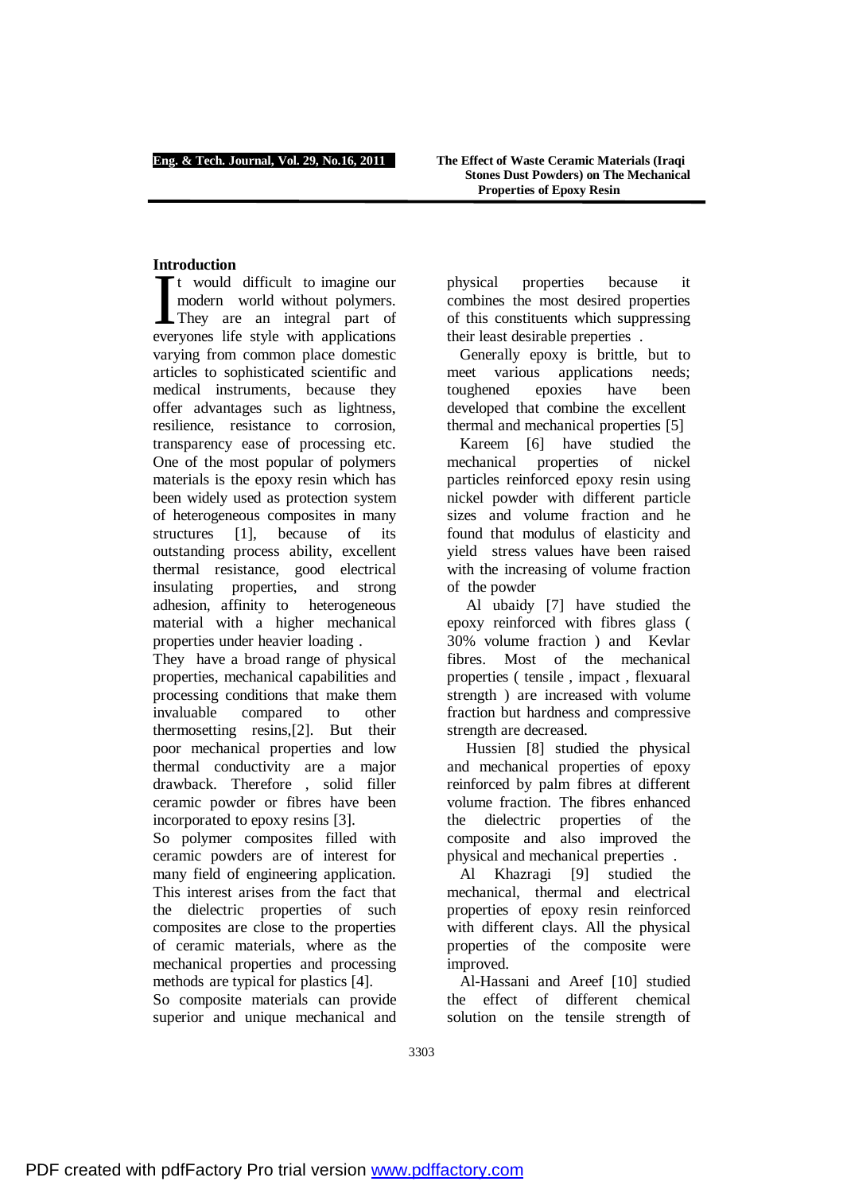## Introduction

It would difficult to imagine our modern world without polymers. They are an integral part of everyones life style with applications varying from common place domestic articles to sophisticated scientific and medical instruments, because they offer advantages such as lightness, resilience, resistance to corrosion, transparency ease of processing etc. One of the most popular of polymers materials is the epoxy resin which has been widely used as protection system of heterogeneous composites in many structures [1], because of its outstanding process ability, excellent thermal resistance, good electrical insulating properties, and strong adhesion, affinity to heterogeneous material with a higher mechanical properties under heavier loading .

They have a broad range of physical properties, mechanical capabilities and processing conditions that make them invaluable compared to other thermosetting resins,[2]. But their poor mechanical properties and low thermal conductivity are a major drawback. Therefore , solid filler ceramic powder or fibres have been incorporated to epoxy resins [3].

So polymer composites filled with ceramic powders are of interest for many field of engineering application. This interest arises from the fact that the dielectric properties of such composites are close to the properties of ceramic materials, where as the mechanical properties and processing methods are typical for plastics [4].

So composite materials can provide superior and unique mechanical and physical properties because it combines the most desired properties of this constituents which suppressing their least desirable preperties .

Generally epoxy is brittle, but to meet various applications needs; toughened epoxies have been developed that combine the excellent thermal and mechanical properties [5]

Kareem [6] have studied the mechanical properties of nickel particles reinforced epoxy resin using nickel powder with different particle sizes and volume fraction and he found that modulus of elasticity and yield stress values have been raised with the increasing of volume fraction of the powder

Al ubaidy [7] have studied the epoxy reinforced with fibres glass ( 30% volume fraction ) and Kevlar fibres. Most of the mechanical properties ( tensile , impact , flexuaral strength ) are increased with volume fraction but hardness and compressive strength are decreased.

Hussien [8] studied the physical and mechanical properties of epoxy reinforced by palm fibres at different volume fraction. The fibres enhanced the dielectric properties of the composite and also improved the physical and mechanical preperties .

Al Khazragi [9] studied the mechanical, thermal and electrical properties of epoxy resin reinforced with different clays. All the physical properties of the composite were improved.

Al-Hassani and Areef [10] studied the effect of different chemical solution on the tensile strength of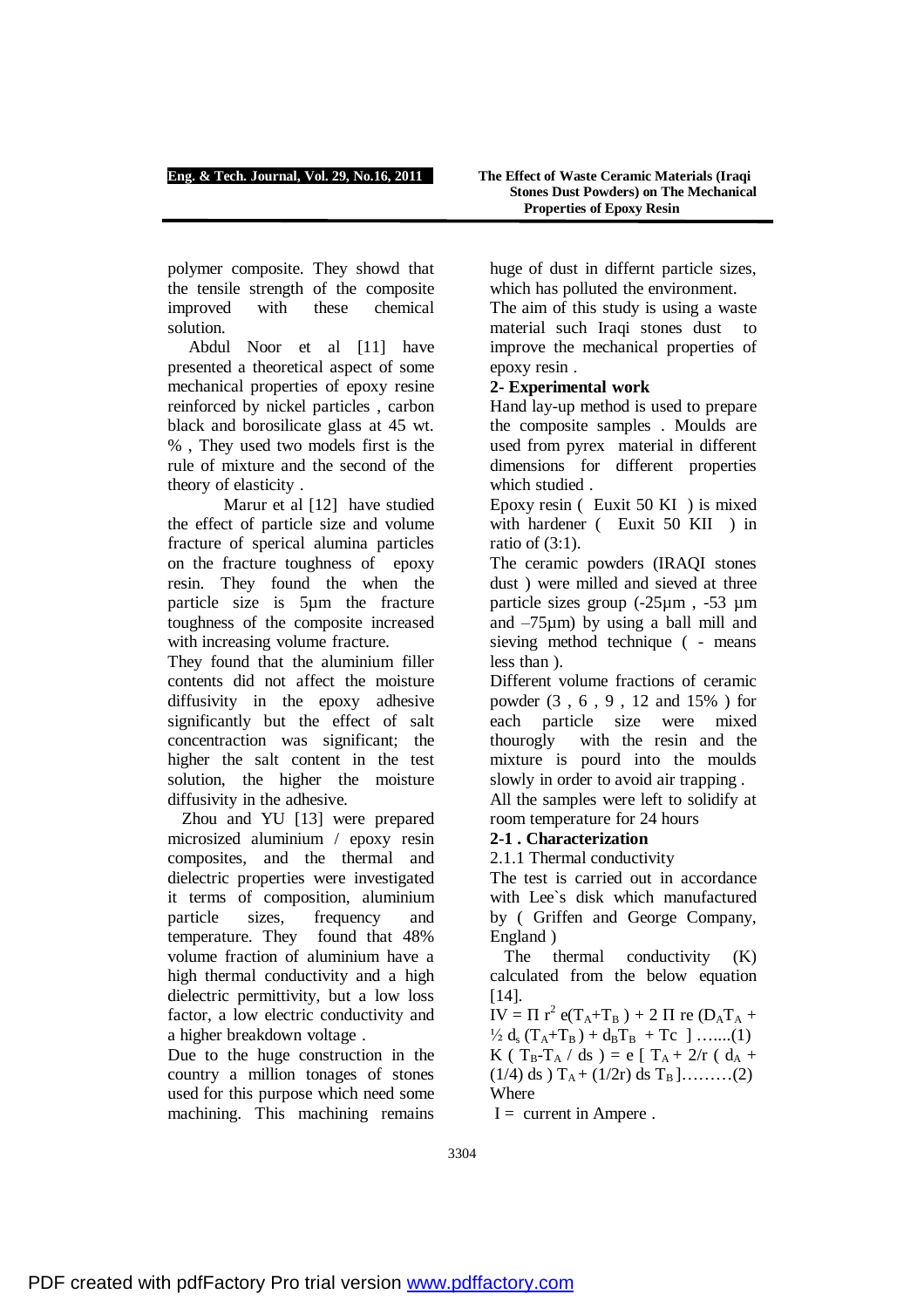polymer composite. They showd that the tensile strength of the composite improved with these chemical solution.

Abdul Noor et al [11] have presented a theoretical aspect of some mechanical properties of epoxy resine reinforced by nickel particles , carbon black and borosilicate glass at 45 wt. % , They used two models first is the rule of mixture and the second of the theory of elasticity .

Marur et al [12] have studied the effect of particle size and volume fracture of sperical alumina particles on the fracture toughness of epoxy resin. They found the when the particle size is 5µm the fracture toughness of the composite increased with increasing volume fracture.

They found that the aluminium filler contents did not affect the moisture diffusivity in the epoxy adhesive significantly but the effect of salt concentraction was significant; the higher the salt content in the test solution, the higher the moisture diffusivity in the adhesive.

Zhou and YU [13] were prepared microsized aluminium / epoxy resin composites, and the thermal and dielectric properties were investigated it terms of composition, aluminium particle sizes, frequency and temperature. They found that 48% volume fraction of aluminium have a high thermal conductivity and a high dielectric permittivity, but a low loss factor, a low electric conductivity and a higher breakdown voltage .

Due to the huge construction in the country a million tonages of stones used for this purpose which need some machining. This machining remains huge of dust in differnt particle sizes, which has polluted the environment.

The aim of this study is using a waste material such Iraqi stones dust to improve the mechanical properties of epoxy resin .

## 2- Experimental work

Hand lay-up method is used to prepare the composite samples . Moulds are used from pyrex material in different dimensions for different properties which studied .

Epoxy resin ( Euxit 50 KI ) is mixed with hardener ( Euxit 50 KII ) in ratio of (3:1).

The ceramic powders (IRAQI stones dust ) were milled and sieved at three particle sizes group (-25µm , -53 µm and –75µm) by using a ball mill and sieving method technique ( - means less than ).

Different volume fractions of ceramic powder (3 , 6 , 9 , 12 and 15% ) for each particle size were mixed thourogly with the resin and the mixture is pourd into the moulds slowly in order to avoid air trapping .

All the samples were left to solidify at room temperature for 24 hours

### 2-1 . Characterization

2.1.1 Thermal conductivity

The test is carried out in accordance with Lee`s disk which manufactured by ( Griffen and George Company, England )

The thermal conductivity (K) calculated from the below equation [14].

$$IV = \Pi r^2 e(T_A+T_B) + 2\Pi re (D_AT_A + \tfrac{1}{2} d_s (T_A+T_B) + d_BT_B + Tc ] \ldots\ldots(1)$$

$$K ( T_B-T_A / ds ) = e [ T_A + 2/r ( d_A + (1/4) ds ) T_A + (1/2r) ds T_B ] \ldots\ldots\ldots(2)$$

Where

I = current in Ampere .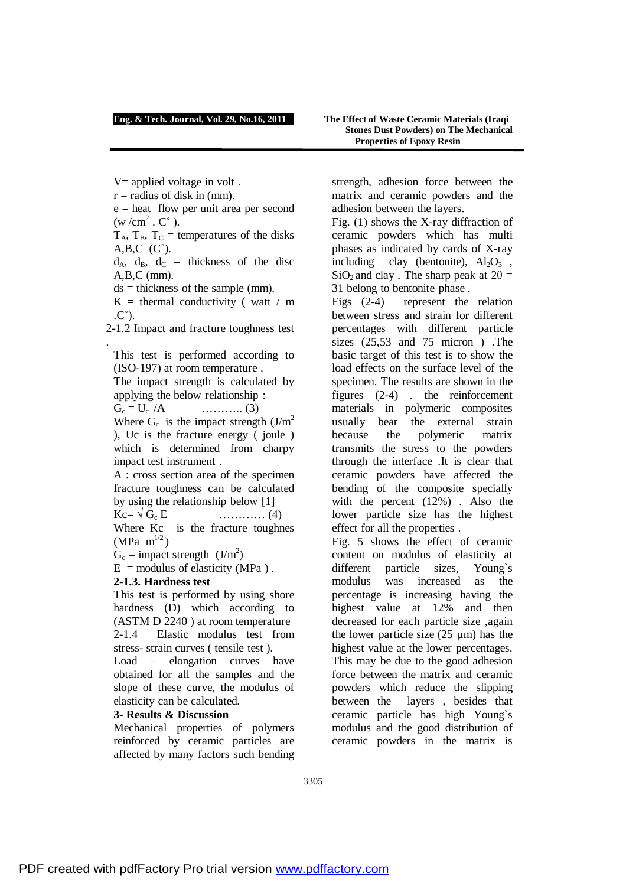V= applied voltage in volt .

r = radius of disk in (mm).

e = heat flow per unit area per second (w /cm$^2$ . C$^\circ$ ).

$T_A$, $T_B$, $T_C$ = temperatures of the disks A,B,C (C$^\circ$).

$d_A$, $d_B$, $d_C$ = thickness of the disc A,B,C (mm).

ds = thickness of the sample (mm).

K = thermal conductivity ( watt / m .C$^\circ$).

2-1.2 Impact and fracture toughness test .

This test is performed according to (ISO-197) at room temperature .

The impact strength is calculated by applying the below relationship :

$$G_c = U_c / A \quad \text{……….. (3)}$$

Where $G_c$ is the impact strength (J/m$^2$ ), Uc is the fracture energy ( joule ) which is determined from charpy impact test instrument .

A : cross section area of the specimen fracture toughness can be calculated by using the relationship below [1]

$$Kc = \sqrt{G_c E} \quad \text{………… (4)}$$

Where Kc is the fracture toughnes (MPa m$^{1/2}$ )

$G_c$ = impact strength (J/m$^2$)

E = modulus of elasticity (MPa ) .

**2-1.3. Hardness test**

This test is performed by using shore hardness (D) which according to (ASTM D 2240 ) at room temperature

2-1.4 Elastic modulus test from stress- strain curves ( tensile test ).

Load – elongation curves have obtained for all the samples and the slope of these curve, the modulus of elasticity can be calculated.

**3- Results & Discussion**

Mechanical properties of polymers reinforced by ceramic particles are affected by many factors such bending strength, adhesion force between the matrix and ceramic powders and the adhesion between the layers.

Fig. (1) shows the X-ray diffraction of ceramic powders which has multi phases as indicated by cards of X-ray including clay (bentonite), $Al_2O_3$ , $SiO_2$ and clay . The sharp peak at $2\theta$ = 31 belong to bentonite phase .

Figs (2-4) represent the relation between stress and strain for different percentages with different particle sizes (25,53 and 75 micron ) .The basic target of this test is to show the load effects on the surface level of the specimen. The results are shown in the figures (2-4) . the reinforcement materials in polymeric composites usually bear the external strain because the polymeric matrix transmits the stress to the powders through the interface .It is clear that ceramic powders have affected the bending of the composite specially with the percent (12%) . Also the lower particle size has the highest effect for all the properties .

Fig. 5 shows the effect of ceramic content on modulus of elasticity at different particle sizes, Young`s modulus was increased as the percentage is increasing having the highest value at 12% and then decreased for each particle size ,again the lower particle size (25 µm) has the highest value at the lower percentages. This may be due to the good adhesion force between the matrix and ceramic powders which reduce the slipping between the layers , besides that ceramic particle has high Young`s modulus and the good distribution of ceramic powders in the matrix is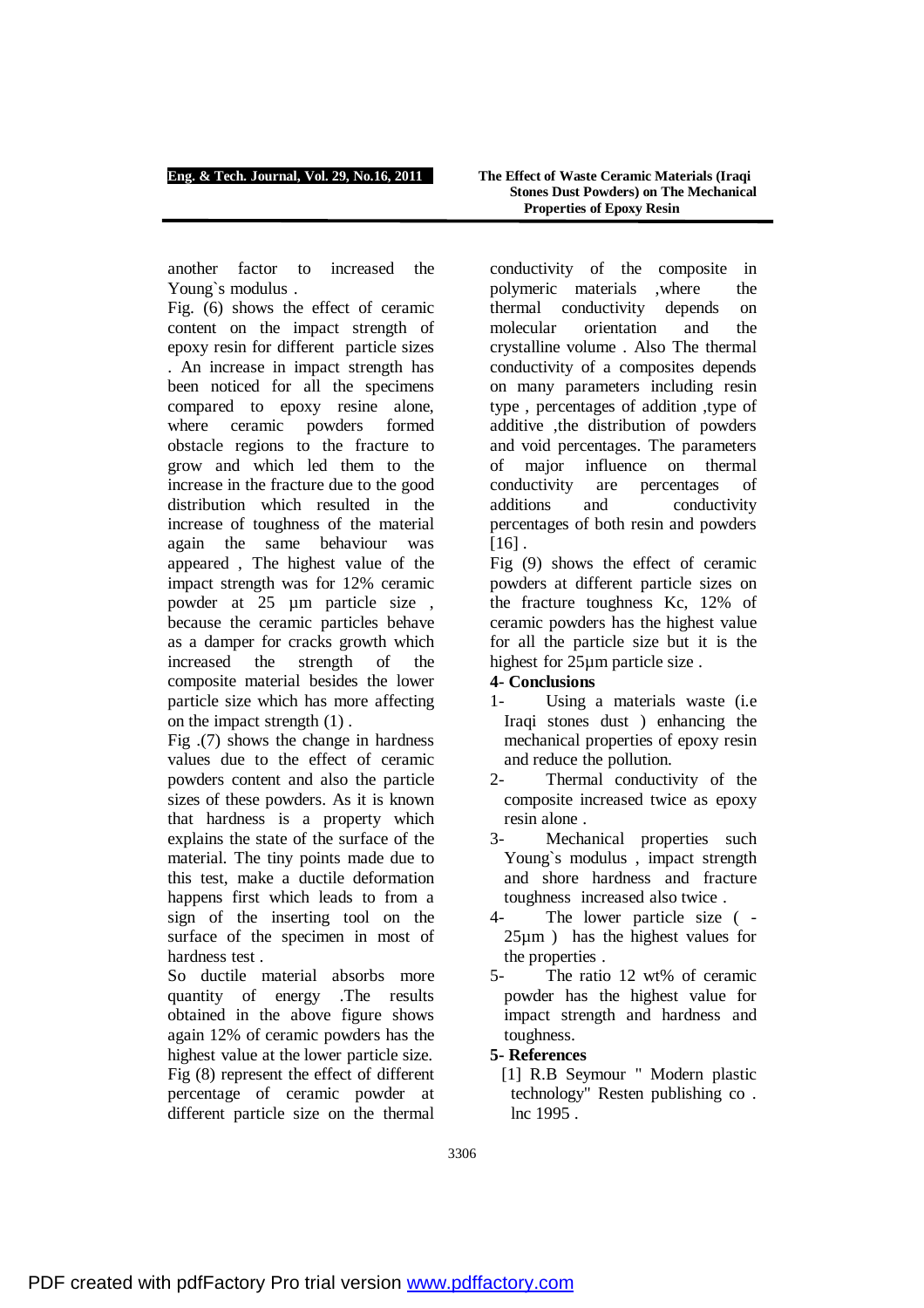another factor to increased the Young`s modulus .

Fig. (6) shows the effect of ceramic content on the impact strength of epoxy resin for different particle sizes . An increase in impact strength has been noticed for all the specimens compared to epoxy resine alone, where ceramic powders formed obstacle regions to the fracture to grow and which led them to the increase in the fracture due to the good distribution which resulted in the increase of toughness of the material again the same behaviour was appeared , The highest value of the impact strength was for 12% ceramic powder at 25 µm particle size , because the ceramic particles behave as a damper for cracks growth which increased the strength of the composite material besides the lower particle size which has more affecting on the impact strength (1) .

Fig .(7) shows the change in hardness values due to the effect of ceramic powders content and also the particle sizes of these powders. As it is known that hardness is a property which explains the state of the surface of the material. The tiny points made due to this test, make a ductile deformation happens first which leads to from a sign of the inserting tool on the surface of the specimen in most of hardness test .

So ductile material absorbs more quantity of energy .The results obtained in the above figure shows again 12% of ceramic powders has the highest value at the lower particle size.

Fig (8) represent the effect of different percentage of ceramic powder at different particle size on the thermal conductivity of the composite in polymeric materials ,where the thermal conductivity depends on molecular orientation and the crystalline volume . Also The thermal conductivity of a composites depends on many parameters including resin type , percentages of addition ,type of additive ,the distribution of powders and void percentages. The parameters of major influence on thermal conductivity are percentages of additions and conductivity percentages of both resin and powders [16] .

Fig (9) shows the effect of ceramic powders at different particle sizes on the fracture toughness Kc, 12% of ceramic powders has the highest value for all the particle size but it is the highest for 25µm particle size .

## 4- Conclusions

1- Using a materials waste (i.e Iraqi stones dust ) enhancing the mechanical properties of epoxy resin and reduce the pollution.
2- Thermal conductivity of the composite increased twice as epoxy resin alone .
3- Mechanical properties such Young`s modulus , impact strength and shore hardness and fracture toughness increased also twice .
4- The lower particle size ( - 25µm ) has the highest values for the properties .
5- The ratio 12 wt% of ceramic powder has the highest value for impact strength and hardness and toughness.

## 5- References

[1] R.B Seymour " Modern plastic technology" Resten publishing co . lnc 1995 .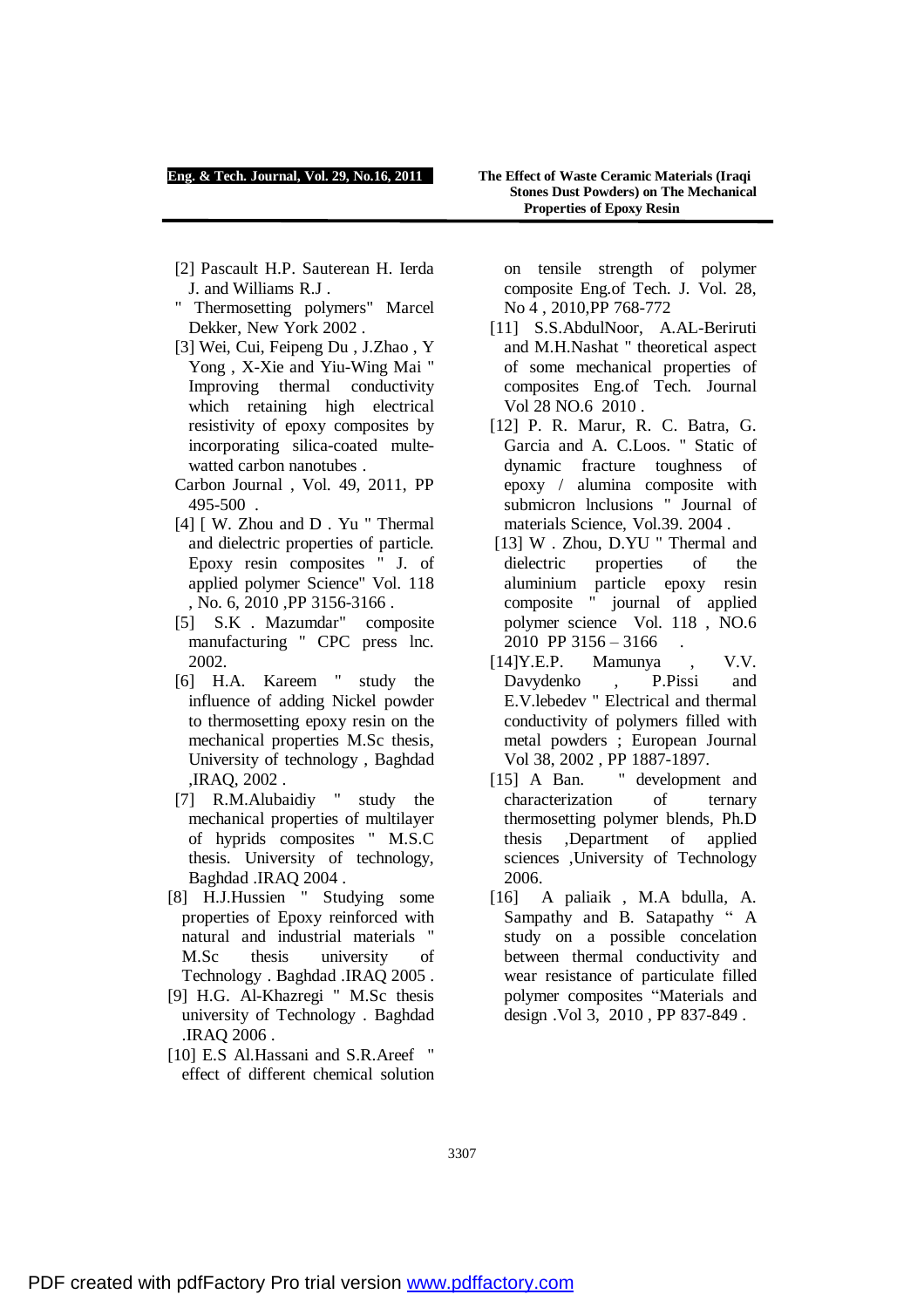[2] Pascault H.P. Sauterean H. Ierda J. and Williams R.J .
" Thermosetting polymers" Marcel Dekker, New York 2002 .

[3] Wei, Cui, Feipeng Du , J.Zhao , Y Yong , X-Xie and Yiu-Wing Mai " Improving thermal conductivity which retaining high electrical resistivity of epoxy composites by incorporating silica-coated multe-watted carbon nanotubes .
Carbon Journal , Vol. 49, 2011, PP 495-500 .

[4] [ W. Zhou and D . Yu " Thermal and dielectric properties of particle. Epoxy resin composites " J. of applied polymer Science" Vol. 118 , No. 6, 2010 ,PP 3156-3166 .

[5] S.K . Mazumdar" composite manufacturing " CPC press lnc. 2002.

[6] H.A. Kareem " study the influence of adding Nickel powder to thermosetting epoxy resin on the mechanical properties M.Sc thesis, University of technology , Baghdad ,IRAQ, 2002 .

[7] R.M.Alubaidiy " study the mechanical properties of multilayer of hyprids composites " M.S.C thesis. University of technology, Baghdad .IRAQ 2004 .

[8] H.J.Hussien " Studying some properties of Epoxy reinforced with natural and industrial materials " M.Sc thesis university of Technology . Baghdad .IRAQ 2005 .

[9] H.G. Al-Khazregi " M.Sc thesis university of Technology . Baghdad .IRAQ 2006 .

[10] E.S Al.Hassani and S.R.Areef " effect of different chemical solution on tensile strength of polymer composite Eng.of Tech. J. Vol. 28, No 4 , 2010,PP 768-772

[11] S.S.AbdulNoor, A.AL-Beriruti and M.H.Nashat " theoretical aspect of some mechanical properties of composites Eng.of Tech. Journal Vol 28 NO.6 2010 .

[12] P. R. Marur, R. C. Batra, G. Garcia and A. C.Loos. " Static of dynamic fracture toughness of epoxy / alumina composite with submicron lnclusions " Journal of materials Science, Vol.39. 2004 .

[13] W . Zhou, D.YU " Thermal and dielectric properties of the aluminium particle epoxy resin composite " journal of applied polymer science Vol. 118 , NO.6 2010 PP 3156 – 3166 .

[14]Y.E.P. Mamunya , V.V. Davydenko , P.Pissi and E.V.lebedev " Electrical and thermal conductivity of polymers filled with metal powders ; European Journal Vol 38, 2002 , PP 1887-1897.

[15] A Ban. " development and characterization of ternary thermosetting polymer blends, Ph.D thesis ,Department of applied sciences ,University of Technology 2006.

[16] A paliaik , M.A bdulla, A. Sampathy and B. Satapathy " A study on a possible concelation between thermal conductivity and wear resistance of particulate filled polymer composites "Materials and design .Vol 3, 2010 , PP 837-849 .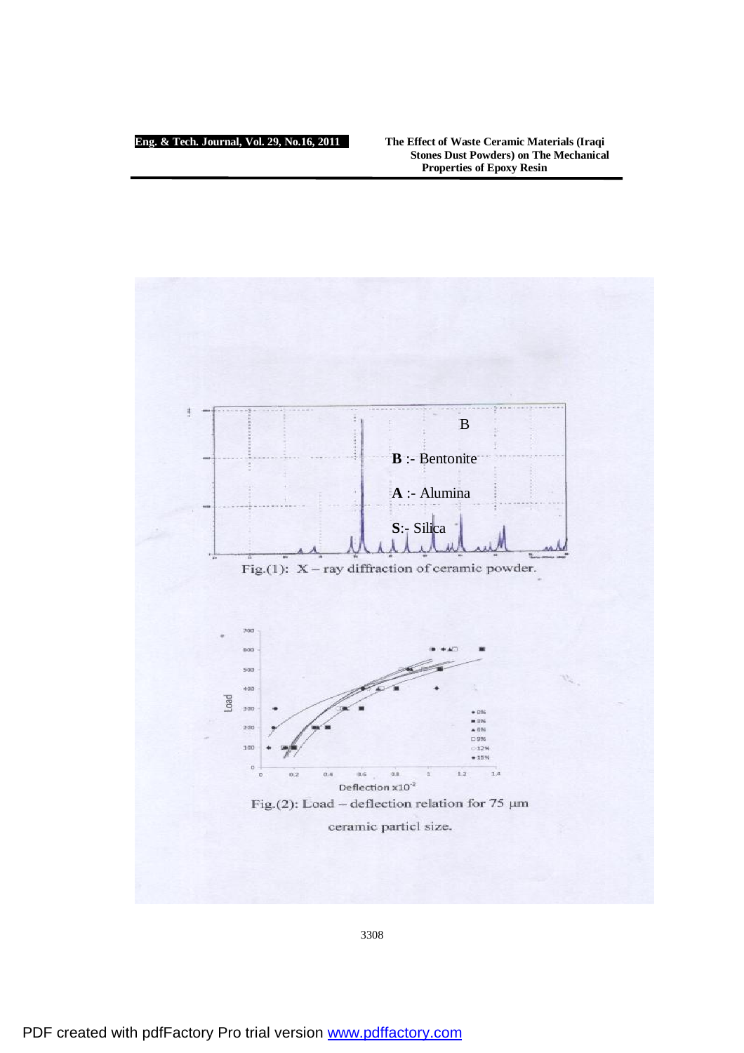B

**B** :- Bentonite

**A** :- Alumina

**S**:- Silica

Fig.(1): X – ray diffraction of ceramic powder.

Fig.(2): Load – deflection relation for 75 μm ceramic particl size.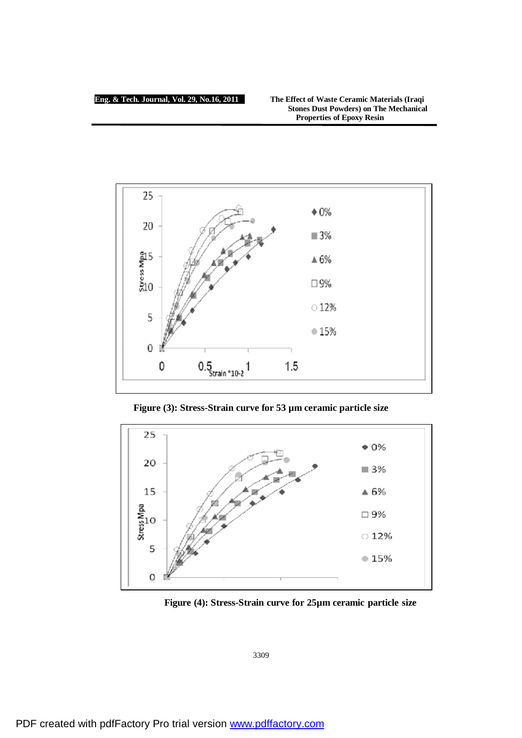Figure (3): Stress-Strain curve for 53 µm ceramic particle size

Figure (4): Stress-Strain curve for 25µm ceramic particle size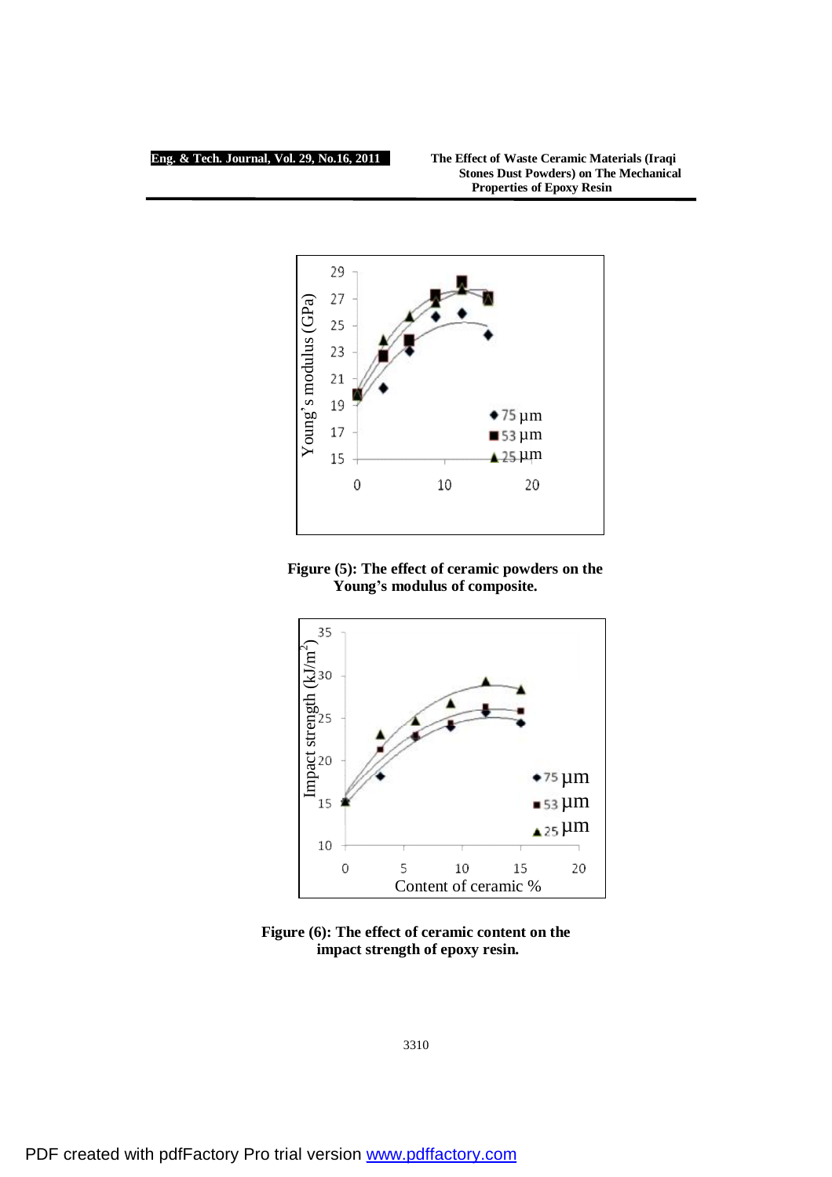Figure (5): The effect of ceramic powders on the Young's modulus of composite.

Figure (6): The effect of ceramic content on the impact strength of epoxy resin.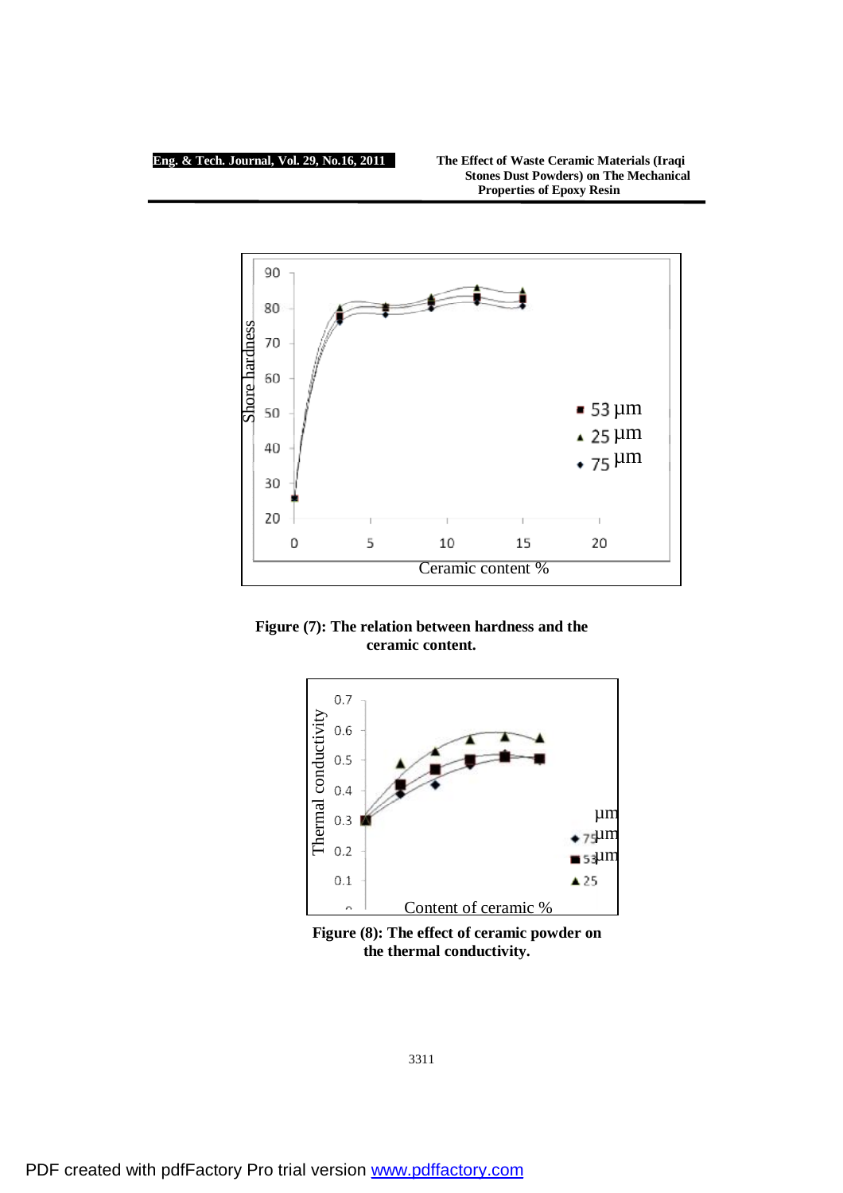Figure (7): The relation between hardness and the ceramic content.

Figure (8): The effect of ceramic powder on the thermal conductivity.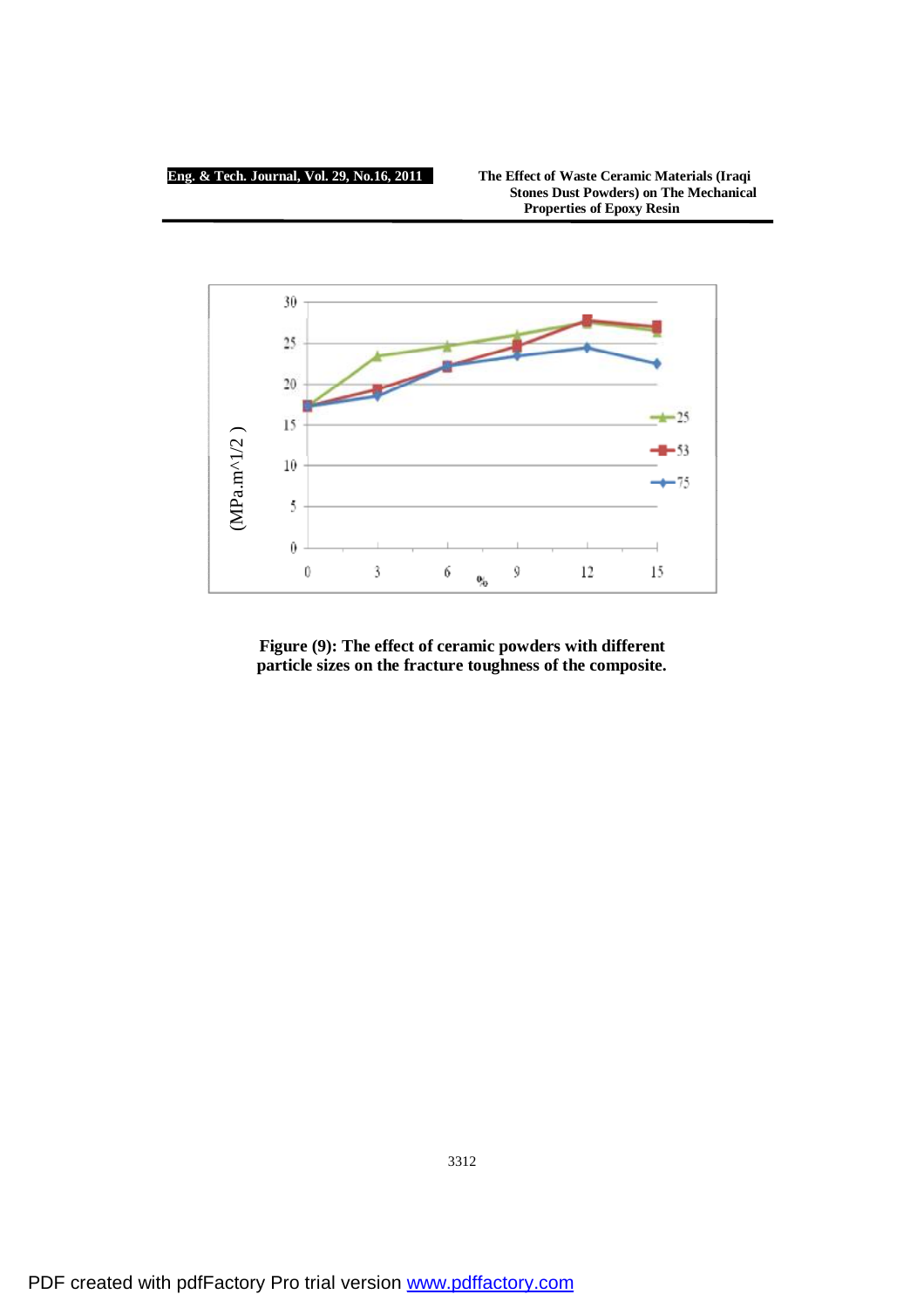(MPa.m^1/2 )

30

25

20

15

10

5

0

0 3 6 9 12 15

%

25

53

75

**Figure (9): The effect of ceramic powders with different particle sizes on the fracture toughness of the composite.**